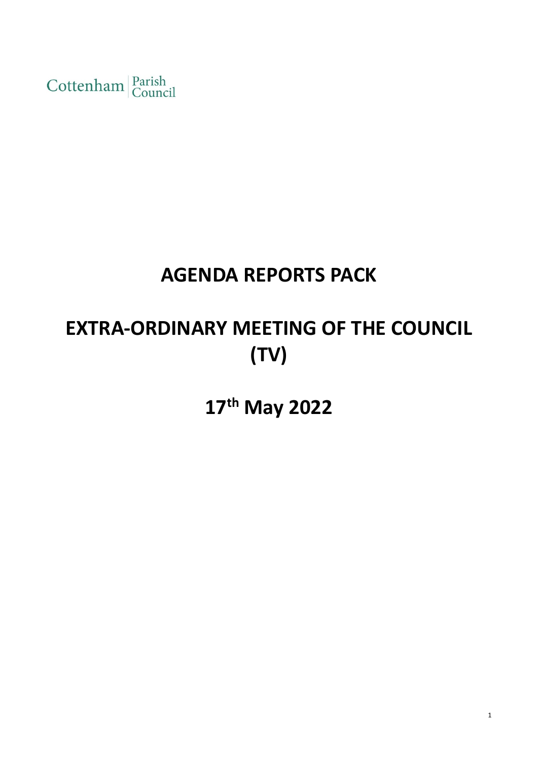Cottenham Parish Council

# AGENDA REPORTS PACK

# EXTRA-ORDINARY MEETING OF THE COUNCIL (TV)

# 17th May 2022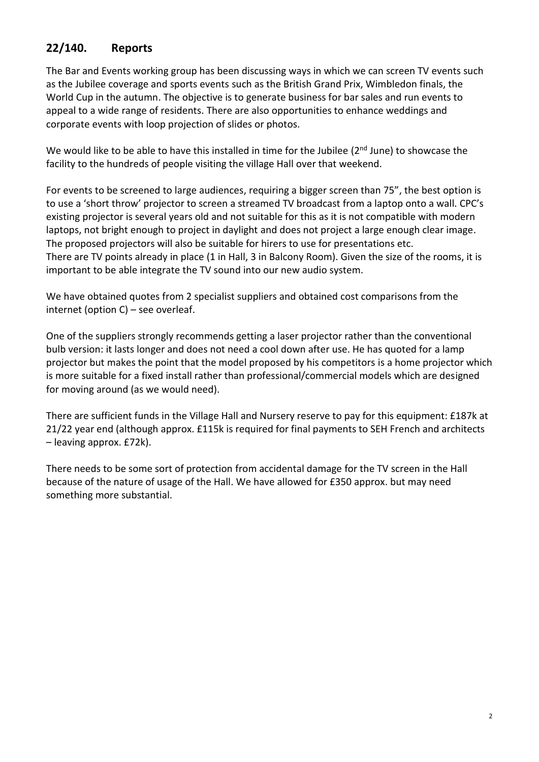## 22/140. Reports

The Bar and Events working group has been discussing ways in which we can screen TV events such as the Jubilee coverage and sports events such as the British Grand Prix, Wimbledon finals, the World Cup in the autumn. The objective is to generate business for bar sales and run events to appeal to a wide range of residents. There are also opportunities to enhance weddings and corporate events with loop projection of slides or photos.

We would like to be able to have this installed in time for the Jubilee (2nd June) to showcase the facility to the hundreds of people visiting the village Hall over that weekend.

For events to be screened to large audiences, requiring a bigger screen than 75", the best option is to use a 'short throw' projector to screen a streamed TV broadcast from a laptop onto a wall. CPC's existing projector is several years old and not suitable for this as it is not compatible with modern laptops, not bright enough to project in daylight and does not project a large enough clear image. The proposed projectors will also be suitable for hirers to use for presentations etc.
There are TV points already in place (1 in Hall, 3 in Balcony Room). Given the size of the rooms, it is important to be able integrate the TV sound into our new audio system.

We have obtained quotes from 2 specialist suppliers and obtained cost comparisons from the internet (option C) – see overleaf.

One of the suppliers strongly recommends getting a laser projector rather than the conventional bulb version: it lasts longer and does not need a cool down after use. He has quoted for a lamp projector but makes the point that the model proposed by his competitors is a home projector which is more suitable for a fixed install rather than professional/commercial models which are designed for moving around (as we would need).

There are sufficient funds in the Village Hall and Nursery reserve to pay for this equipment: £187k at 21/22 year end (although approx. £115k is required for final payments to SEH French and architects – leaving approx. £72k).

There needs to be some sort of protection from accidental damage for the TV screen in the Hall because of the nature of usage of the Hall. We have allowed for £350 approx. but may need something more substantial.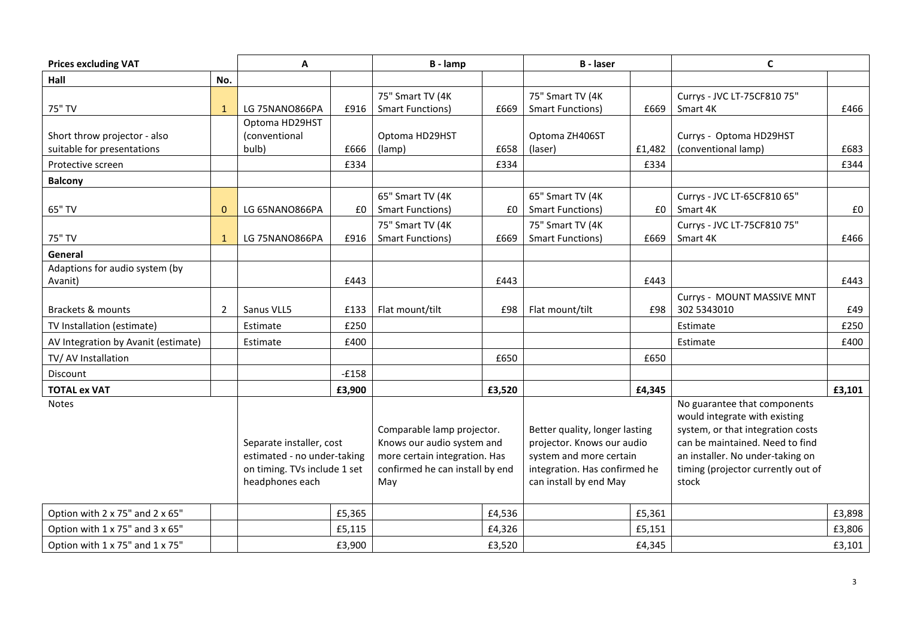| Prices excluding VAT | | A | | B - lamp | | B - laser | | C | |
|---|---|---|---|---|---|---|---|---|---|
| **Hall** | **No.** | | | | | | | | |
| 75" TV | 1 | LG 75NANO866PA | £916 | 75" Smart TV (4K Smart Functions) | £669 | 75" Smart TV (4K Smart Functions) | £669 | Currys - JVC LT-75CF810 75" Smart 4K | £466 |
| Short throw projector - also suitable for presentations | | Optoma HD29HST (conventional bulb) | £666 | Optoma HD29HST (lamp) | £658 | Optoma ZH406ST (laser) | £1,482 | Currys - Optoma HD29HST (conventional lamp) | £683 |
| Protective screen | | | £334 | | £334 | | £334 | | £344 |
| **Balcony** | | | | | | | | | |
| 65" TV | 0 | LG 65NANO866PA | £0 | 65" Smart TV (4K Smart Functions) | £0 | 65" Smart TV (4K Smart Functions) | £0 | Currys - JVC LT-65CF810 65" Smart 4K | £0 |
| 75" TV | 1 | LG 75NANO866PA | £916 | 75" Smart TV (4K Smart Functions) | £669 | 75" Smart TV (4K Smart Functions) | £669 | Currys - JVC LT-75CF810 75" Smart 4K | £466 |
| **General** | | | | | | | | | |
| Adaptions for audio system (by Avanit) | | | £443 | | £443 | | £443 | | £443 |
| Brackets & mounts | 2 | Sanus VLL5 | £133 | Flat mount/tilt | £98 | Flat mount/tilt | £98 | Currys - MOUNT MASSIVE MNT 302 5343010 | £49 |
| TV Installation (estimate) | | Estimate | £250 | | | | | Estimate | £250 |
| AV Integration by Avanit (estimate) | | Estimate | £400 | | | | | Estimate | £400 |
| TV/ AV Installation | | | | | £650 | | £650 | | |
| Discount | | | -£158 | | | | | | |
| **TOTAL ex VAT** | | | **£3,900** | | **£3,520** | | **£4,345** | | **£3,101** |
| Notes | | Separate installer, cost estimated - no under-taking on timing. TVs include 1 set headphones each | | Comparable lamp projector. Knows our audio system and more certain integration. Has confirmed he can install by end May | | Better quality, longer lasting projector. Knows our audio system and more certain integration. Has confirmed he can install by end May | | No guarantee that components would integrate with existing system, or that integration costs can be maintained. Need to find an installer. No under-taking on timing (projector currently out of stock | |
| Option with 2 x 75" and 2 x 65" | | | £5,365 | | £4,536 | | £5,361 | | £3,898 |
| Option with 1 x 75" and 3 x 65" | | | £5,115 | | £4,326 | | £5,151 | | £3,806 |
| Option with 1 x 75" and 1 x 75" | | | £3,900 | | £3,520 | | £4,345 | | £3,101 |